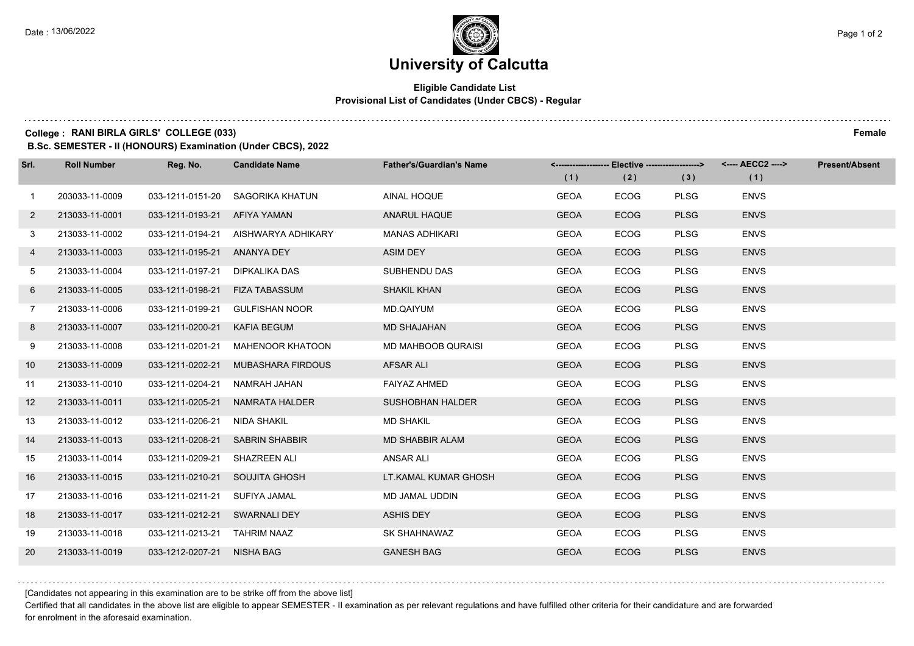Date : 13/06/2022

# University of Calcutta

**Eligible Candidate List**
**Provisional List of Candidates (Under CBCS) - Regular**

**College : RANI BIRLA GIRLS' COLLEGE (033)** **Female**

**B.Sc. SEMESTER - II (HONOURS) Examination (Under CBCS), 2022**

| Srl. | Roll Number | Reg. No. | Candidate Name | Father's/Guardian's Name | Elective | | | AECC2 | Present/Absent |
|---|---|---|---|---|---|---|---|---|---|
| | | | | | (1) | (2) | (3) | (1) | |
| 1 | 203033-11-0009 | 033-1211-0151-20 | SAGORIKA KHATUN | AINAL HOQUE | GEOA | ECOG | PLSG | ENVS | |
| 2 | 213033-11-0001 | 033-1211-0193-21 | AFIYA YAMAN | ANARUL HAQUE | GEOA | ECOG | PLSG | ENVS | |
| 3 | 213033-11-0002 | 033-1211-0194-21 | AISHWARYA ADHIKARY | MANAS ADHIKARI | GEOA | ECOG | PLSG | ENVS | |
| 4 | 213033-11-0003 | 033-1211-0195-21 | ANANYA DEY | ASIM DEY | GEOA | ECOG | PLSG | ENVS | |
| 5 | 213033-11-0004 | 033-1211-0197-21 | DIPKALIKA DAS | SUBHENDU DAS | GEOA | ECOG | PLSG | ENVS | |
| 6 | 213033-11-0005 | 033-1211-0198-21 | FIZA TABASSUM | SHAKIL KHAN | GEOA | ECOG | PLSG | ENVS | |
| 7 | 213033-11-0006 | 033-1211-0199-21 | GULFISHAN NOOR | MD.QAIYUM | GEOA | ECOG | PLSG | ENVS | |
| 8 | 213033-11-0007 | 033-1211-0200-21 | KAFIA BEGUM | MD SHAJAHAN | GEOA | ECOG | PLSG | ENVS | |
| 9 | 213033-11-0008 | 033-1211-0201-21 | MAHENOOR KHATOON | MD MAHBOOB QURAISI | GEOA | ECOG | PLSG | ENVS | |
| 10 | 213033-11-0009 | 033-1211-0202-21 | MUBASHARA FIRDOUS | AFSAR ALI | GEOA | ECOG | PLSG | ENVS | |
| 11 | 213033-11-0010 | 033-1211-0204-21 | NAMRAH JAHAN | FAIYAZ AHMED | GEOA | ECOG | PLSG | ENVS | |
| 12 | 213033-11-0011 | 033-1211-0205-21 | NAMRATA HALDER | SUSHOBHAN HALDER | GEOA | ECOG | PLSG | ENVS | |
| 13 | 213033-11-0012 | 033-1211-0206-21 | NIDA SHAKIL | MD SHAKIL | GEOA | ECOG | PLSG | ENVS | |
| 14 | 213033-11-0013 | 033-1211-0208-21 | SABRIN SHABBIR | MD SHABBIR ALAM | GEOA | ECOG | PLSG | ENVS | |
| 15 | 213033-11-0014 | 033-1211-0209-21 | SHAZREEN ALI | ANSAR ALI | GEOA | ECOG | PLSG | ENVS | |
| 16 | 213033-11-0015 | 033-1211-0210-21 | SOUJITA GHOSH | LT.KAMAL KUMAR GHOSH | GEOA | ECOG | PLSG | ENVS | |
| 17 | 213033-11-0016 | 033-1211-0211-21 | SUFIYA JAMAL | MD JAMAL UDDIN | GEOA | ECOG | PLSG | ENVS | |
| 18 | 213033-11-0017 | 033-1211-0212-21 | SWARNALI DEY | ASHIS DEY | GEOA | ECOG | PLSG | ENVS | |
| 19 | 213033-11-0018 | 033-1211-0213-21 | TAHRIM NAAZ | SK SHAHNAWAZ | GEOA | ECOG | PLSG | ENVS | |
| 20 | 213033-11-0019 | 033-1212-0207-21 | NISHA BAG | GANESH BAG | GEOA | ECOG | PLSG | ENVS | |

[Candidates not appearing in this examination are to be strike off from the above list]

Certified that all candidates in the above list are eligible to appear SEMESTER - II examination as per relevant regulations and have fulfilled other criteria for their candidature and are forwarded for enrolment in the aforesaid examination.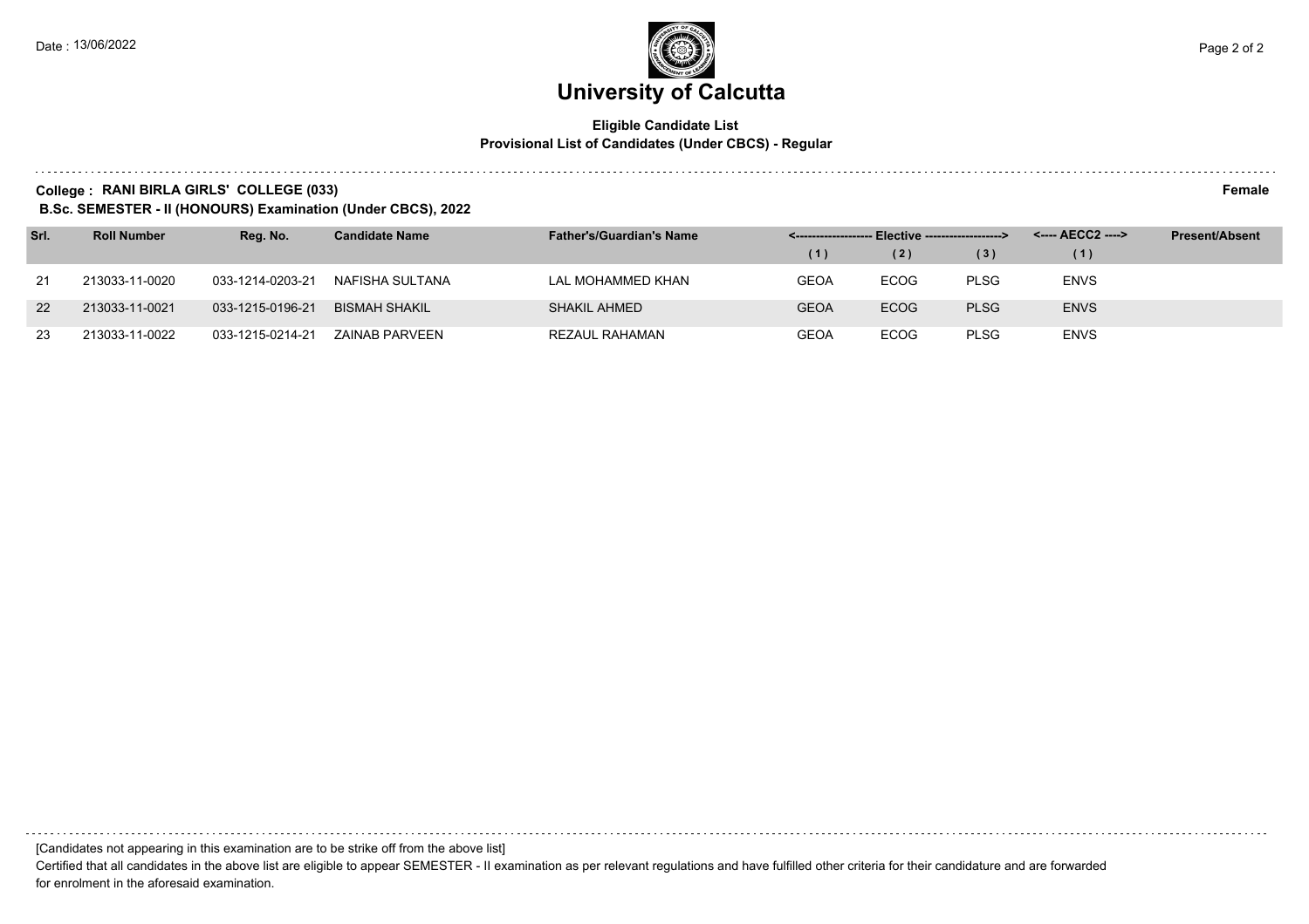# University of Calcutta

**Eligible Candidate List**

**Provisional List of Candidates (Under CBCS) - Regular**

**College : RANI BIRLA GIRLS' COLLEGE (033)** **Female**

**B.Sc. SEMESTER - II (HONOURS) Examination (Under CBCS), 2022**

| Srl. | Roll Number | Reg. No. | Candidate Name | Father's/Guardian's Name | <---- Elective ----> | | | <---- AECC2 ----> | Present/Absent |
|---|---|---|---|---|---|---|---|---|---|
| | | | | | (1) | (2) | (3) | (1) | |
| 21 | 213033-11-0020 | 033-1214-0203-21 | NAFISHA SULTANA | LAL MOHAMMED KHAN | GEOA | ECOG | PLSG | ENVS | |
| 22 | 213033-11-0021 | 033-1215-0196-21 | BISMAH SHAKIL | SHAKIL AHMED | GEOA | ECOG | PLSG | ENVS | |
| 23 | 213033-11-0022 | 033-1215-0214-21 | ZAINAB PARVEEN | REZAUL RAHAMAN | GEOA | ECOG | PLSG | ENVS | |

[Candidates not appearing in this examination are to be strike off from the above list]

Certified that all candidates in the above list are eligible to appear SEMESTER - II examination as per relevant regulations and have fulfilled other criteria for their candidature and are forwarded for enrolment in the aforesaid examination.